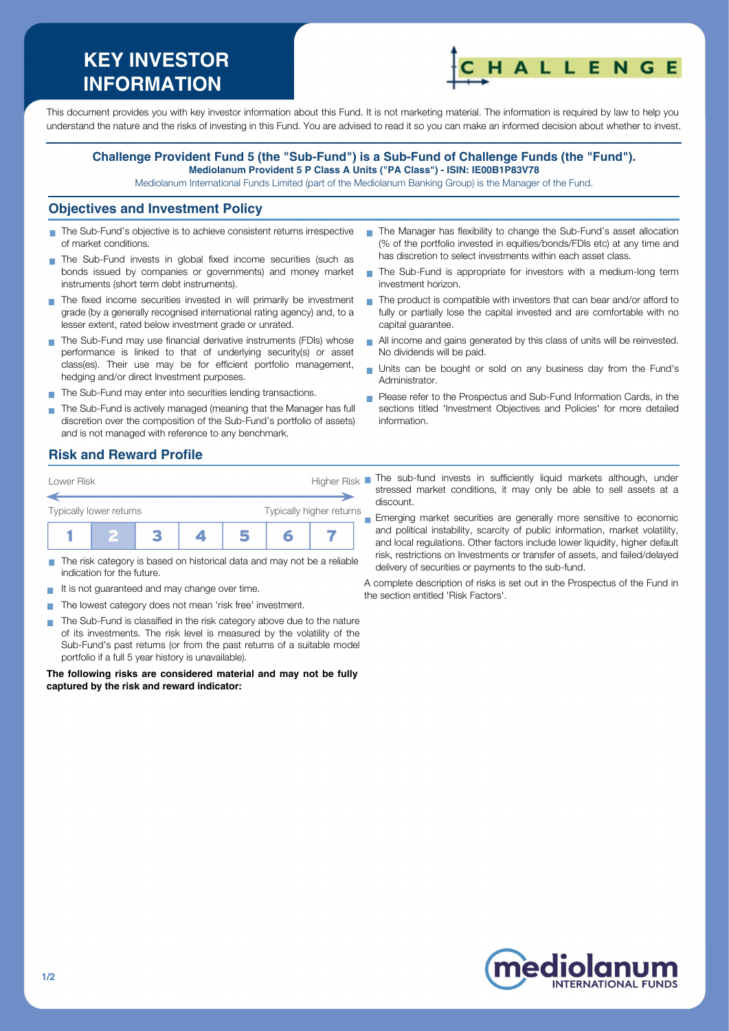# KEY INVESTOR INFORMATION

This document provides you with key investor information about this Fund. It is not marketing material. The information is required by law to help you understand the nature and the risks of investing in this Fund. You are advised to read it so you can make an informed decision about whether to invest.

**Challenge Provident Fund 5 (the "Sub-Fund") is a Sub-Fund of Challenge Funds (the "Fund").**
**Mediolanum Provident 5 P Class A Units ("PA Class") - ISIN: IE00B1P83V78**
Mediolanum International Funds Limited (part of the Mediolanum Banking Group) is the Manager of the Fund.

## Objectives and Investment Policy

- The Sub-Fund's objective is to achieve consistent returns irrespective of market conditions.
- The Sub-Fund invests in global fixed income securities (such as bonds issued by companies or governments) and money market instruments (short term debt instruments).
- The fixed income securities invested in will primarily be investment grade (by a generally recognised international rating agency) and, to a lesser extent, rated below investment grade or unrated.
- The Sub-Fund may use financial derivative instruments (FDIs) whose performance is linked to that of underlying security(s) or asset class(es). Their use may be for efficient portfolio management, hedging and/or direct Investment purposes.
- The Sub-Fund may enter into securities lending transactions.
- The Sub-Fund is actively managed (meaning that the Manager has full discretion over the composition of the Sub-Fund's portfolio of assets) and is not managed with reference to any benchmark.
- The Manager has flexibility to change the Sub-Fund's asset allocation (% of the portfolio invested in equities/bonds/FDIs etc) at any time and has discretion to select investments within each asset class.
- The Sub-Fund is appropriate for investors with a medium-long term investment horizon.
- The product is compatible with investors that can bear and/or afford to fully or partially lose the capital invested and are comfortable with no capital guarantee.
- All income and gains generated by this class of units will be reinvested. No dividends will be paid.
- Units can be bought or sold on any business day from the Fund's Administrator.
- Please refer to the Prospectus and Sub-Fund Information Cards, in the sections titled 'Investment Objectives and Policies' for more detailed information.

## Risk and Reward Profile

| Lower Risk | | | | | | Higher Risk |
|---|---|---|---|---|---|---|
| Typically lower returns | | | | | | Typically higher returns |
| 1 | **2** | 3 | 4 | 5 | 6 | 7 |

- The risk category is based on historical data and may not be a reliable indication for the future.
- It is not guaranteed and may change over time.
- The lowest category does not mean 'risk free' investment.
- The Sub-Fund is classified in the risk category above due to the nature of its investments. The risk level is measured by the volatility of the Sub-Fund's past returns (or from the past returns of a suitable model portfolio if a full 5 year history is unavailable).

**The following risks are considered material and may not be fully captured by the risk and reward indicator:**

- The sub-fund invests in sufficiently liquid markets although, under stressed market conditions, it may only be able to sell assets at a discount.
- Emerging market securities are generally more sensitive to economic and political instability, scarcity of public information, market volatility, and local regulations. Other factors include lower liquidity, higher default risk, restrictions on Investments or transfer of assets, and failed/delayed delivery of securities or payments to the sub-fund.

A complete description of risks is set out in the Prospectus of the Fund in the section entitled 'Risk Factors'.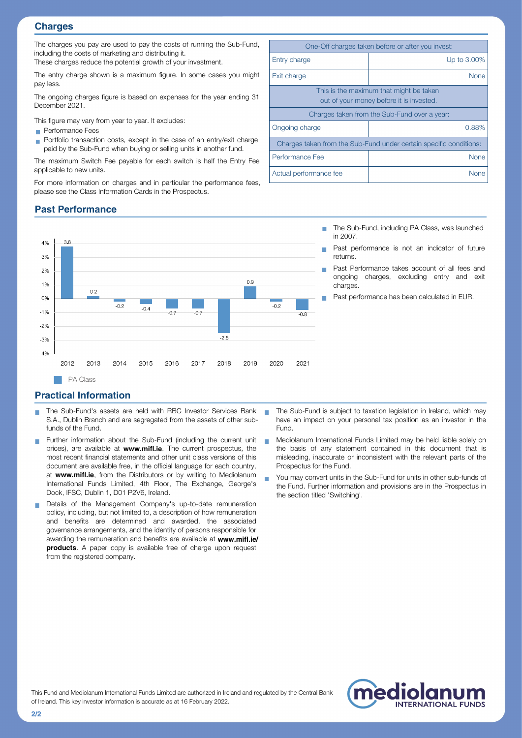## Charges

The charges you pay are used to pay the costs of running the Sub-Fund, including the costs of marketing and distributing it.
These charges reduce the potential growth of your investment.

The entry charge shown is a maximum figure. In some cases you might pay less.

The ongoing charges figure is based on expenses for the year ending 31 December 2021.

This figure may vary from year to year. It excludes:

- Performance Fees
- Portfolio transaction costs, except in the case of an entry/exit charge paid by the Sub-Fund when buying or selling units in another fund.

The maximum Switch Fee payable for each switch is half the Entry Fee applicable to new units.

For more information on charges and in particular the performance fees, please see the Class Information Cards in the Prospectus.

| One-Off charges taken before or after you invest: | |
|---|---|
| Entry charge | Up to 3.00% |
| Exit charge | None |
| This is the maximum that might be taken out of your money before it is invested. | |
| Charges taken from the Sub-Fund over a year: | |
| Ongoing charge | 0.88% |
| Charges taken from the Sub-Fund under certain specific conditions: | |
| Performance Fee | None |
| Actual performance fee | None |

## Past Performance

4%
3%
2%
1%
0%
-1%
-2%
-3%
-4%

3.8
0.2
-0.2
-0.4
-0.7
-0.7
-2.5
0.9
-0.2
-0.8

2012 2013 2014 2015 2016 2017 2018 2019 2020 2021

PA Class

- The Sub-Fund, including PA Class, was launched in 2007.
- Past performance is not an indicator of future returns.
- Past Performance takes account of all fees and ongoing charges, excluding entry and exit charges.
- Past performance has been calculated in EUR.

## Practical Information

- The Sub-Fund's assets are held with RBC Investor Services Bank S.A., Dublin Branch and are segregated from the assets of other sub-funds of the Fund.
- Further information about the Sub-Fund (including the current unit prices), are available at **www.mifl.ie**. The current prospectus, the most recent financial statements and other unit class versions of this document are available free, in the official language for each country, at **www.mifl.ie**, from the Distributors or by writing to Mediolanum International Funds Limited, 4th Floor, The Exchange, George's Dock, IFSC, Dublin 1, D01 P2V6, Ireland.
- Details of the Management Company's up-to-date remuneration policy, including, but not limited to, a description of how remuneration and benefits are determined and awarded, the associated governance arrangements, and the identity of persons responsible for awarding the remuneration and benefits are available at **www.mifl.ie/products**. A paper copy is available free of charge upon request from the registered company.
- The Sub-Fund is subject to taxation legislation in Ireland, which may have an impact on your personal tax position as an investor in the Fund.
- Mediolanum International Funds Limited may be held liable solely on the basis of any statement contained in this document that is misleading, inaccurate or inconsistent with the relevant parts of the Prospectus for the Fund.
- You may convert units in the Sub-Fund for units in other sub-funds of the Fund. Further information and provisions are in the Prospectus in the section titled 'Switching'.

This Fund and Mediolanum International Funds Limited are authorized in Ireland and regulated by the Central Bank of Ireland. This key investor information is accurate as at 16 February 2022.